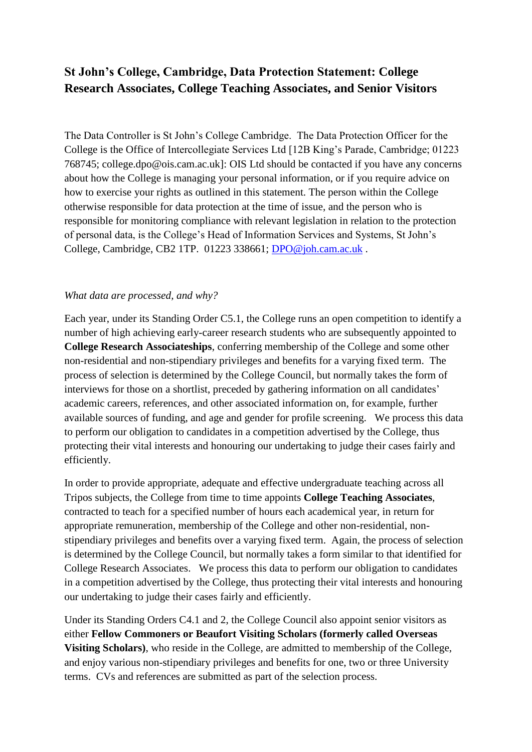# St John's College, Cambridge, Data Protection Statement: College Research Associates, College Teaching Associates, and Senior Visitors

The Data Controller is St John's College Cambridge. The Data Protection Officer for the College is the Office of Intercollegiate Services Ltd [12B King's Parade, Cambridge; 01223 768745; college.dpo@ois.cam.ac.uk]: OIS Ltd should be contacted if you have any concerns about how the College is managing your personal information, or if you require advice on how to exercise your rights as outlined in this statement. The person within the College otherwise responsible for data protection at the time of issue, and the person who is responsible for monitoring compliance with relevant legislation in relation to the protection of personal data, is the College's Head of Information Services and Systems, St John's College, Cambridge, CB2 1TP. 01223 338661; DPO@joh.cam.ac.uk .

*What data are processed, and why?*

Each year, under its Standing Order C5.1, the College runs an open competition to identify a number of high achieving early-career research students who are subsequently appointed to **College Research Associateships**, conferring membership of the College and some other non-residential and non-stipendiary privileges and benefits for a varying fixed term. The process of selection is determined by the College Council, but normally takes the form of interviews for those on a shortlist, preceded by gathering information on all candidates' academic careers, references, and other associated information on, for example, further available sources of funding, and age and gender for profile screening. We process this data to perform our obligation to candidates in a competition advertised by the College, thus protecting their vital interests and honouring our undertaking to judge their cases fairly and efficiently.

In order to provide appropriate, adequate and effective undergraduate teaching across all Tripos subjects, the College from time to time appoints **College Teaching Associates**, contracted to teach for a specified number of hours each academical year, in return for appropriate remuneration, membership of the College and other non-residential, non-stipendiary privileges and benefits over a varying fixed term. Again, the process of selection is determined by the College Council, but normally takes a form similar to that identified for College Research Associates. We process this data to perform our obligation to candidates in a competition advertised by the College, thus protecting their vital interests and honouring our undertaking to judge their cases fairly and efficiently.

Under its Standing Orders C4.1 and 2, the College Council also appoint senior visitors as either **Fellow Commoners or Beaufort Visiting Scholars (formerly called Overseas Visiting Scholars)**, who reside in the College, are admitted to membership of the College, and enjoy various non-stipendiary privileges and benefits for one, two or three University terms. CVs and references are submitted as part of the selection process.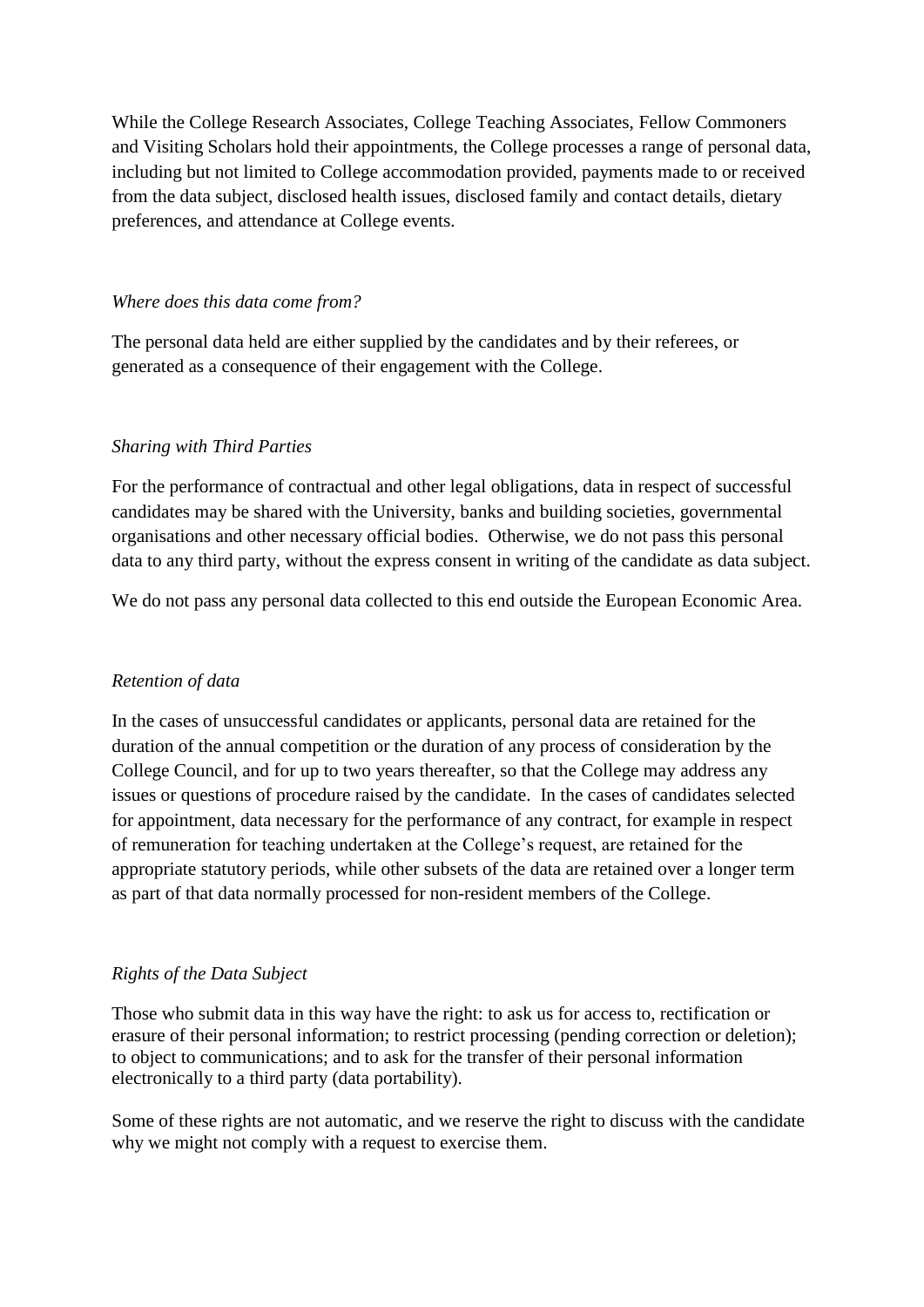While the College Research Associates, College Teaching Associates, Fellow Commoners and Visiting Scholars hold their appointments, the College processes a range of personal data, including but not limited to College accommodation provided, payments made to or received from the data subject, disclosed health issues, disclosed family and contact details, dietary preferences, and attendance at College events.

*Where does this data come from?*

The personal data held are either supplied by the candidates and by their referees, or generated as a consequence of their engagement with the College.

*Sharing with Third Parties*

For the performance of contractual and other legal obligations, data in respect of successful candidates may be shared with the University, banks and building societies, governmental organisations and other necessary official bodies. Otherwise, we do not pass this personal data to any third party, without the express consent in writing of the candidate as data subject.

We do not pass any personal data collected to this end outside the European Economic Area.

*Retention of data*

In the cases of unsuccessful candidates or applicants, personal data are retained for the duration of the annual competition or the duration of any process of consideration by the College Council, and for up to two years thereafter, so that the College may address any issues or questions of procedure raised by the candidate. In the cases of candidates selected for appointment, data necessary for the performance of any contract, for example in respect of remuneration for teaching undertaken at the College's request, are retained for the appropriate statutory periods, while other subsets of the data are retained over a longer term as part of that data normally processed for non-resident members of the College.

*Rights of the Data Subject*

Those who submit data in this way have the right: to ask us for access to, rectification or erasure of their personal information; to restrict processing (pending correction or deletion); to object to communications; and to ask for the transfer of their personal information electronically to a third party (data portability).

Some of these rights are not automatic, and we reserve the right to discuss with the candidate why we might not comply with a request to exercise them.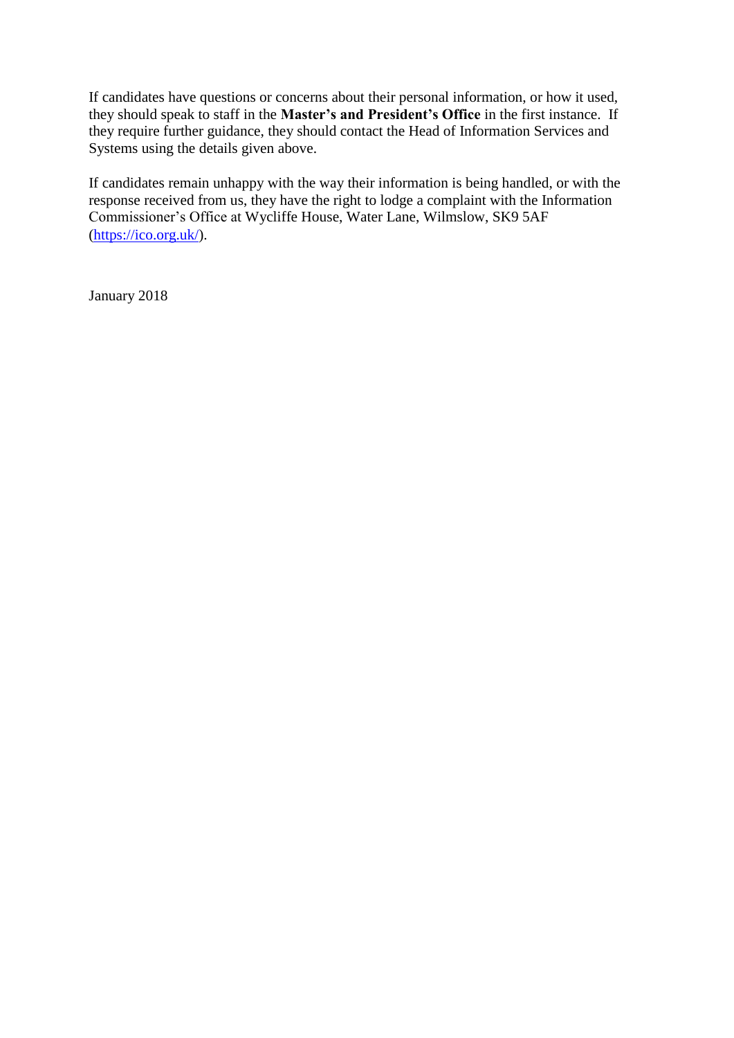If candidates have questions or concerns about their personal information, or how it used, they should speak to staff in the **Master's and President's Office** in the first instance. If they require further guidance, they should contact the Head of Information Services and Systems using the details given above.

If candidates remain unhappy with the way their information is being handled, or with the response received from us, they have the right to lodge a complaint with the Information Commissioner's Office at Wycliffe House, Water Lane, Wilmslow, SK9 5AF (https://ico.org.uk/).

January 2018